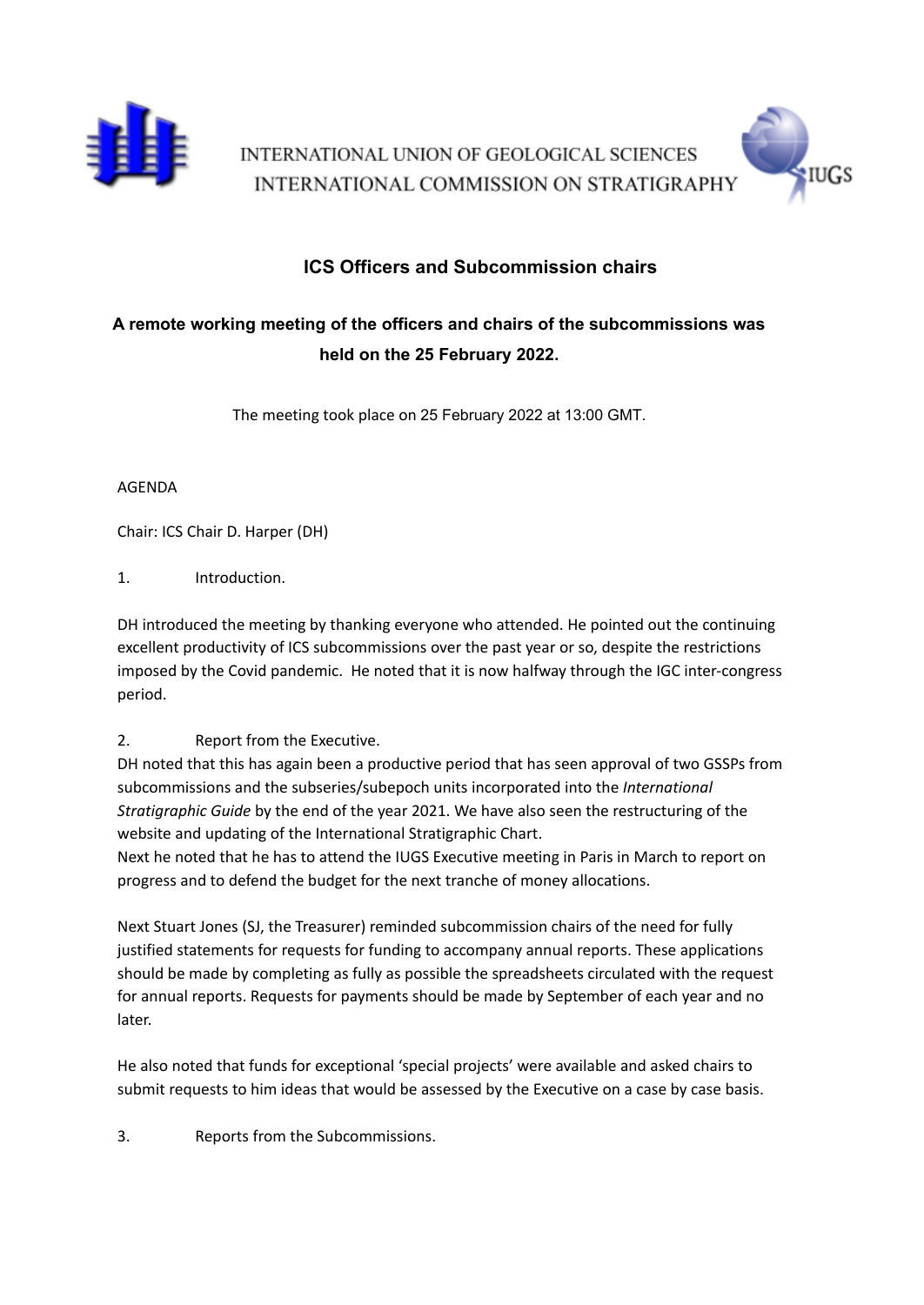INTERNATIONAL UNION OF GEOLOGICAL SCIENCES
INTERNATIONAL COMMISSION ON STRATIGRAPHY

## ICS Officers and Subcommission chairs

### A remote working meeting of the officers and chairs of the subcommissions was held on the 25 February 2022.

The meeting took place on 25 February 2022 at 13:00 GMT.

AGENDA

Chair: ICS Chair D. Harper (DH)

1. Introduction.

DH introduced the meeting by thanking everyone who attended. He pointed out the continuing excellent productivity of ICS subcommissions over the past year or so, despite the restrictions imposed by the Covid pandemic. He noted that it is now halfway through the IGC inter-congress period.

2. Report from the Executive.

DH noted that this has again been a productive period that has seen approval of two GSSPs from subcommissions and the subseries/subepoch units incorporated into the *International Stratigraphic Guide* by the end of the year 2021. We have also seen the restructuring of the website and updating of the International Stratigraphic Chart.

Next he noted that he has to attend the IUGS Executive meeting in Paris in March to report on progress and to defend the budget for the next tranche of money allocations.

Next Stuart Jones (SJ, the Treasurer) reminded subcommission chairs of the need for fully justified statements for requests for funding to accompany annual reports. These applications should be made by completing as fully as possible the spreadsheets circulated with the request for annual reports. Requests for payments should be made by September of each year and no later.

He also noted that funds for exceptional 'special projects' were available and asked chairs to submit requests to him ideas that would be assessed by the Executive on a case by case basis.

3. Reports from the Subcommissions.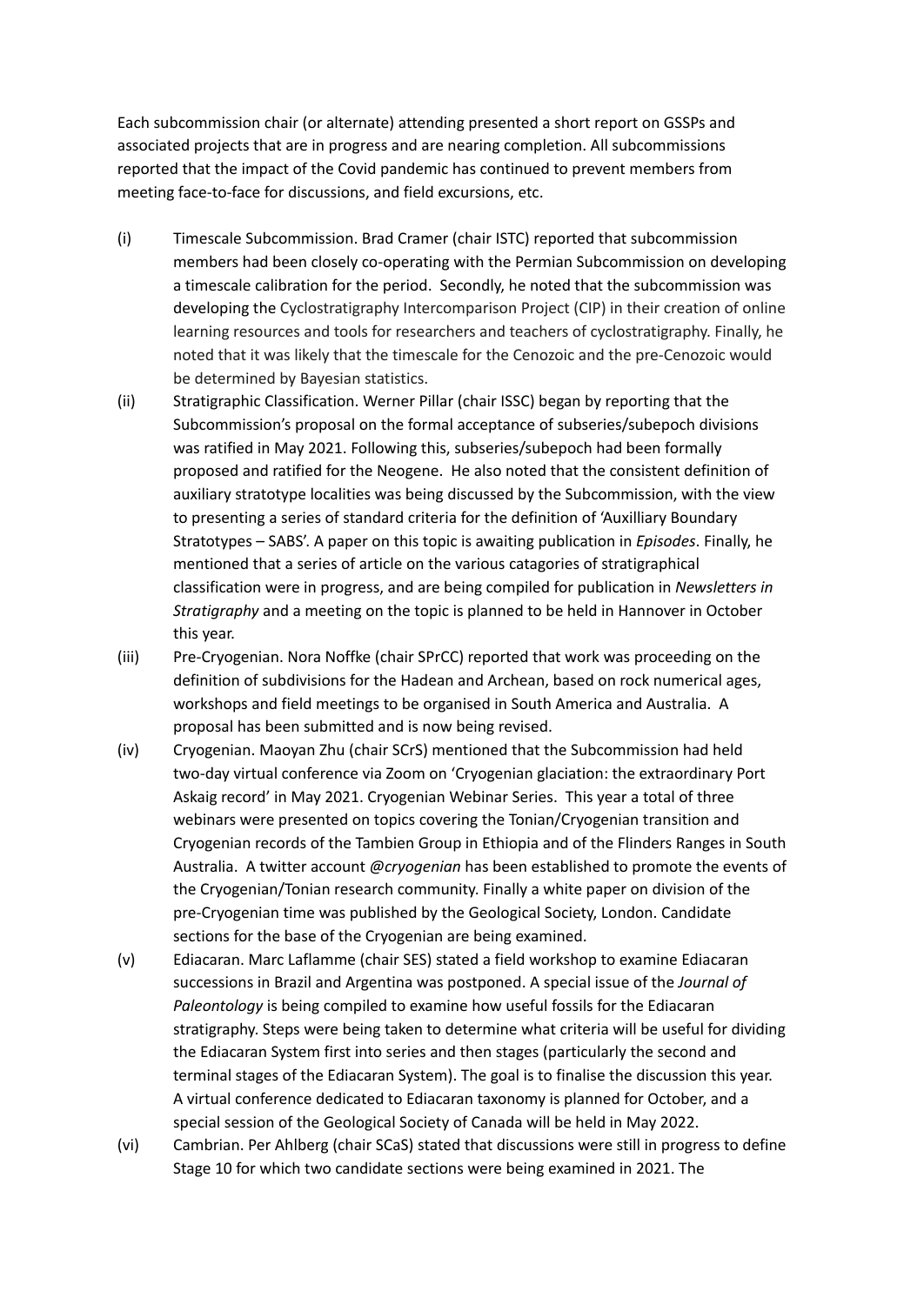Each subcommission chair (or alternate) attending presented a short report on GSSPs and associated projects that are in progress and are nearing completion. All subcommissions reported that the impact of the Covid pandemic has continued to prevent members from meeting face-to-face for discussions, and field excursions, etc.

(i) Timescale Subcommission. Brad Cramer (chair ISTC) reported that subcommission members had been closely co-operating with the Permian Subcommission on developing a timescale calibration for the period. Secondly, he noted that the subcommission was developing the Cyclostratigraphy Intercomparison Project (CIP) in their creation of online learning resources and tools for researchers and teachers of cyclostratigraphy. Finally, he noted that it was likely that the timescale for the Cenozoic and the pre-Cenozoic would be determined by Bayesian statistics.

(ii) Stratigraphic Classification. Werner Pillar (chair ISSC) began by reporting that the Subcommission's proposal on the formal acceptance of subseries/subepoch divisions was ratified in May 2021. Following this, subseries/subepoch had been formally proposed and ratified for the Neogene. He also noted that the consistent definition of auxiliary stratotype localities was being discussed by the Subcommission, with the view to presenting a series of standard criteria for the definition of 'Auxilliary Boundary Stratotypes – SABS'. A paper on this topic is awaiting publication in *Episodes*. Finally, he mentioned that a series of article on the various catagories of stratigraphical classification were in progress, and are being compiled for publication in *Newsletters in Stratigraphy* and a meeting on the topic is planned to be held in Hannover in October this year.

(iii) Pre-Cryogenian. Nora Noffke (chair SPrCC) reported that work was proceeding on the definition of subdivisions for the Hadean and Archean, based on rock numerical ages, workshops and field meetings to be organised in South America and Australia. A proposal has been submitted and is now being revised.

(iv) Cryogenian. Maoyan Zhu (chair SCrS) mentioned that the Subcommission had held two-day virtual conference via Zoom on 'Cryogenian glaciation: the extraordinary Port Askaig record' in May 2021. Cryogenian Webinar Series. This year a total of three webinars were presented on topics covering the Tonian/Cryogenian transition and Cryogenian records of the Tambien Group in Ethiopia and of the Flinders Ranges in South Australia. A twitter account *@cryogenian* has been established to promote the events of the Cryogenian/Tonian research community. Finally a white paper on division of the pre-Cryogenian time was published by the Geological Society, London. Candidate sections for the base of the Cryogenian are being examined.

(v) Ediacaran. Marc Laflamme (chair SES) stated a field workshop to examine Ediacaran successions in Brazil and Argentina was postponed. A special issue of the *Journal of Paleontology* is being compiled to examine how useful fossils for the Ediacaran stratigraphy. Steps were being taken to determine what criteria will be useful for dividing the Ediacaran System first into series and then stages (particularly the second and terminal stages of the Ediacaran System). The goal is to finalise the discussion this year. A virtual conference dedicated to Ediacaran taxonomy is planned for October, and a special session of the Geological Society of Canada will be held in May 2022.

(vi) Cambrian. Per Ahlberg (chair SCaS) stated that discussions were still in progress to define Stage 10 for which two candidate sections were being examined in 2021. The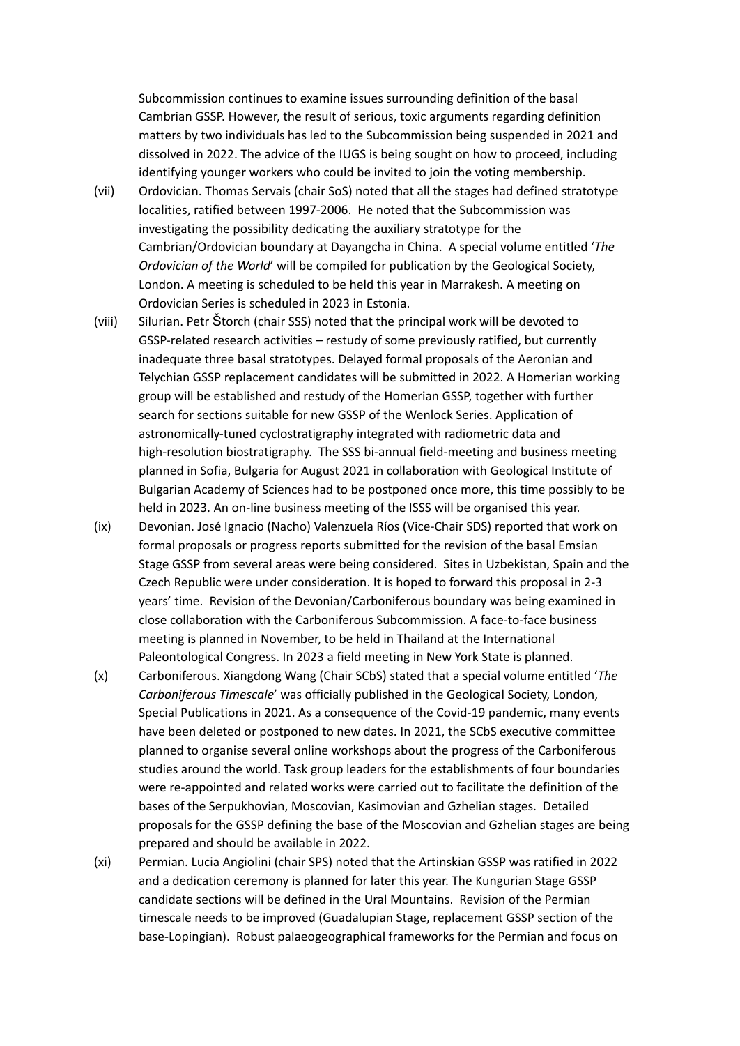Subcommission continues to examine issues surrounding definition of the basal Cambrian GSSP. However, the result of serious, toxic arguments regarding definition matters by two individuals has led to the Subcommission being suspended in 2021 and dissolved in 2022. The advice of the IUGS is being sought on how to proceed, including identifying younger workers who could be invited to join the voting membership.

(vii) Ordovician. Thomas Servais (chair SoS) noted that all the stages had defined stratotype localities, ratified between 1997-2006. He noted that the Subcommission was investigating the possibility dedicating the auxiliary stratotype for the Cambrian/Ordovician boundary at Dayangcha in China. A special volume entitled '*The Ordovician of the World*' will be compiled for publication by the Geological Society, London. A meeting is scheduled to be held this year in Marrakesh. A meeting on Ordovician Series is scheduled in 2023 in Estonia.

(viii) Silurian. Petr Štorch (chair SSS) noted that the principal work will be devoted to GSSP-related research activities – restudy of some previously ratified, but currently inadequate three basal stratotypes. Delayed formal proposals of the Aeronian and Telychian GSSP replacement candidates will be submitted in 2022. A Homerian working group will be established and restudy of the Homerian GSSP, together with further search for sections suitable for new GSSP of the Wenlock Series. Application of astronomically-tuned cyclostratigraphy integrated with radiometric data and high-resolution biostratigraphy. The SSS bi-annual field-meeting and business meeting planned in Sofia, Bulgaria for August 2021 in collaboration with Geological Institute of Bulgarian Academy of Sciences had to be postponed once more, this time possibly to be held in 2023. An on-line business meeting of the ISSS will be organised this year.

(ix) Devonian. José Ignacio (Nacho) Valenzuela Ríos (Vice-Chair SDS) reported that work on formal proposals or progress reports submitted for the revision of the basal Emsian Stage GSSP from several areas were being considered. Sites in Uzbekistan, Spain and the Czech Republic were under consideration. It is hoped to forward this proposal in 2-3 years' time. Revision of the Devonian/Carboniferous boundary was being examined in close collaboration with the Carboniferous Subcommission. A face-to-face business meeting is planned in November, to be held in Thailand at the International Paleontological Congress. In 2023 a field meeting in New York State is planned.

(x) Carboniferous. Xiangdong Wang (Chair SCbS) stated that a special volume entitled '*The Carboniferous Timescale*' was officially published in the Geological Society, London, Special Publications in 2021. As a consequence of the Covid-19 pandemic, many events have been deleted or postponed to new dates. In 2021, the SCbS executive committee planned to organise several online workshops about the progress of the Carboniferous studies around the world. Task group leaders for the establishments of four boundaries were re-appointed and related works were carried out to facilitate the definition of the bases of the Serpukhovian, Moscovian, Kasimovian and Gzhelian stages. Detailed proposals for the GSSP defining the base of the Moscovian and Gzhelian stages are being prepared and should be available in 2022.

(xi) Permian. Lucia Angiolini (chair SPS) noted that the Artinskian GSSP was ratified in 2022 and a dedication ceremony is planned for later this year. The Kungurian Stage GSSP candidate sections will be defined in the Ural Mountains. Revision of the Permian timescale needs to be improved (Guadalupian Stage, replacement GSSP section of the base-Lopingian). Robust palaeogeographical frameworks for the Permian and focus on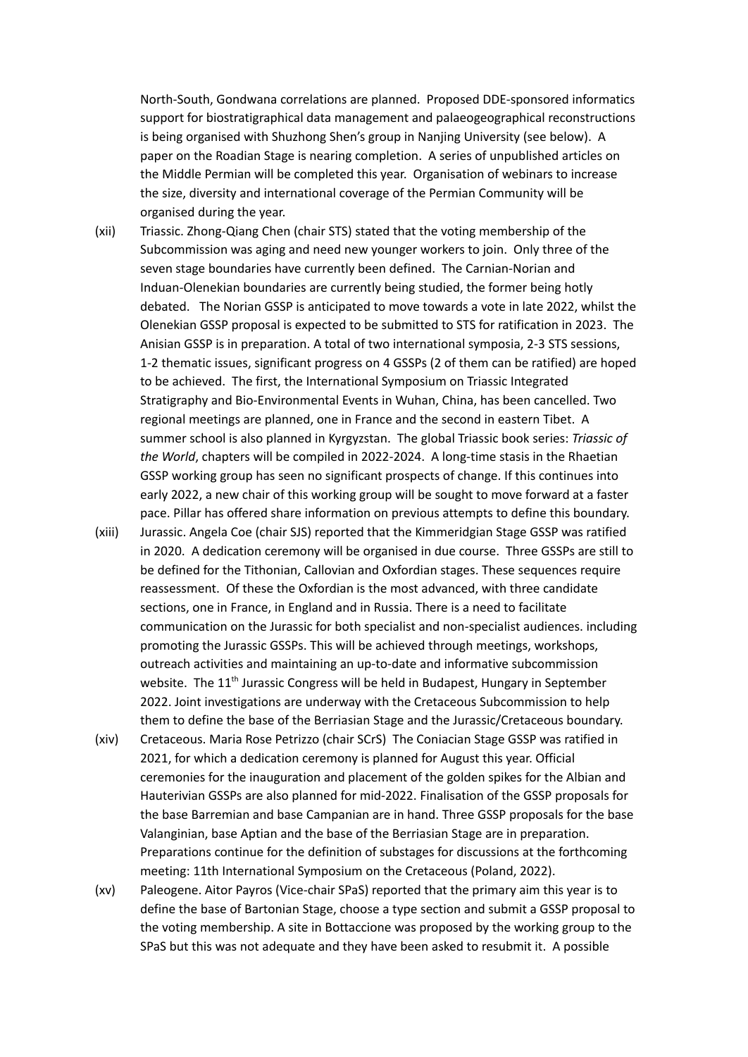North-South, Gondwana correlations are planned. Proposed DDE-sponsored informatics support for biostratigraphical data management and palaeogeographical reconstructions is being organised with Shuzhong Shen's group in Nanjing University (see below). A paper on the Roadian Stage is nearing completion. A series of unpublished articles on the Middle Permian will be completed this year. Organisation of webinars to increase the size, diversity and international coverage of the Permian Community will be organised during the year.

(xii) Triassic. Zhong-Qiang Chen (chair STS) stated that the voting membership of the Subcommission was aging and need new younger workers to join. Only three of the seven stage boundaries have currently been defined. The Carnian-Norian and Induan-Olenekian boundaries are currently being studied, the former being hotly debated. The Norian GSSP is anticipated to move towards a vote in late 2022, whilst the Olenekian GSSP proposal is expected to be submitted to STS for ratification in 2023. The Anisian GSSP is in preparation. A total of two international symposia, 2-3 STS sessions, 1-2 thematic issues, significant progress on 4 GSSPs (2 of them can be ratified) are hoped to be achieved. The first, the International Symposium on Triassic Integrated Stratigraphy and Bio-Environmental Events in Wuhan, China, has been cancelled. Two regional meetings are planned, one in France and the second in eastern Tibet. A summer school is also planned in Kyrgyzstan. The global Triassic book series: *Triassic of the World*, chapters will be compiled in 2022-2024. A long-time stasis in the Rhaetian GSSP working group has seen no significant prospects of change. If this continues into early 2022, a new chair of this working group will be sought to move forward at a faster pace. Pillar has offered share information on previous attempts to define this boundary.

(xiii) Jurassic. Angela Coe (chair SJS) reported that the Kimmeridgian Stage GSSP was ratified in 2020. A dedication ceremony will be organised in due course. Three GSSPs are still to be defined for the Tithonian, Callovian and Oxfordian stages. These sequences require reassessment. Of these the Oxfordian is the most advanced, with three candidate sections, one in France, in England and in Russia. There is a need to facilitate communication on the Jurassic for both specialist and non-specialist audiences. including promoting the Jurassic GSSPs. This will be achieved through meetings, workshops, outreach activities and maintaining an up-to-date and informative subcommission website. The 11th Jurassic Congress will be held in Budapest, Hungary in September 2022. Joint investigations are underway with the Cretaceous Subcommission to help them to define the base of the Berriasian Stage and the Jurassic/Cretaceous boundary.

(xiv) Cretaceous. Maria Rose Petrizzo (chair SCrS) The Coniacian Stage GSSP was ratified in 2021, for which a dedication ceremony is planned for August this year. Official ceremonies for the inauguration and placement of the golden spikes for the Albian and Hauterivian GSSPs are also planned for mid-2022. Finalisation of the GSSP proposals for the base Barremian and base Campanian are in hand. Three GSSP proposals for the base Valanginian, base Aptian and the base of the Berriasian Stage are in preparation. Preparations continue for the definition of substages for discussions at the forthcoming meeting: 11th International Symposium on the Cretaceous (Poland, 2022).

(xv) Paleogene. Aitor Payros (Vice-chair SPaS) reported that the primary aim this year is to define the base of Bartonian Stage, choose a type section and submit a GSSP proposal to the voting membership. A site in Bottaccione was proposed by the working group to the SPaS but this was not adequate and they have been asked to resubmit it. A possible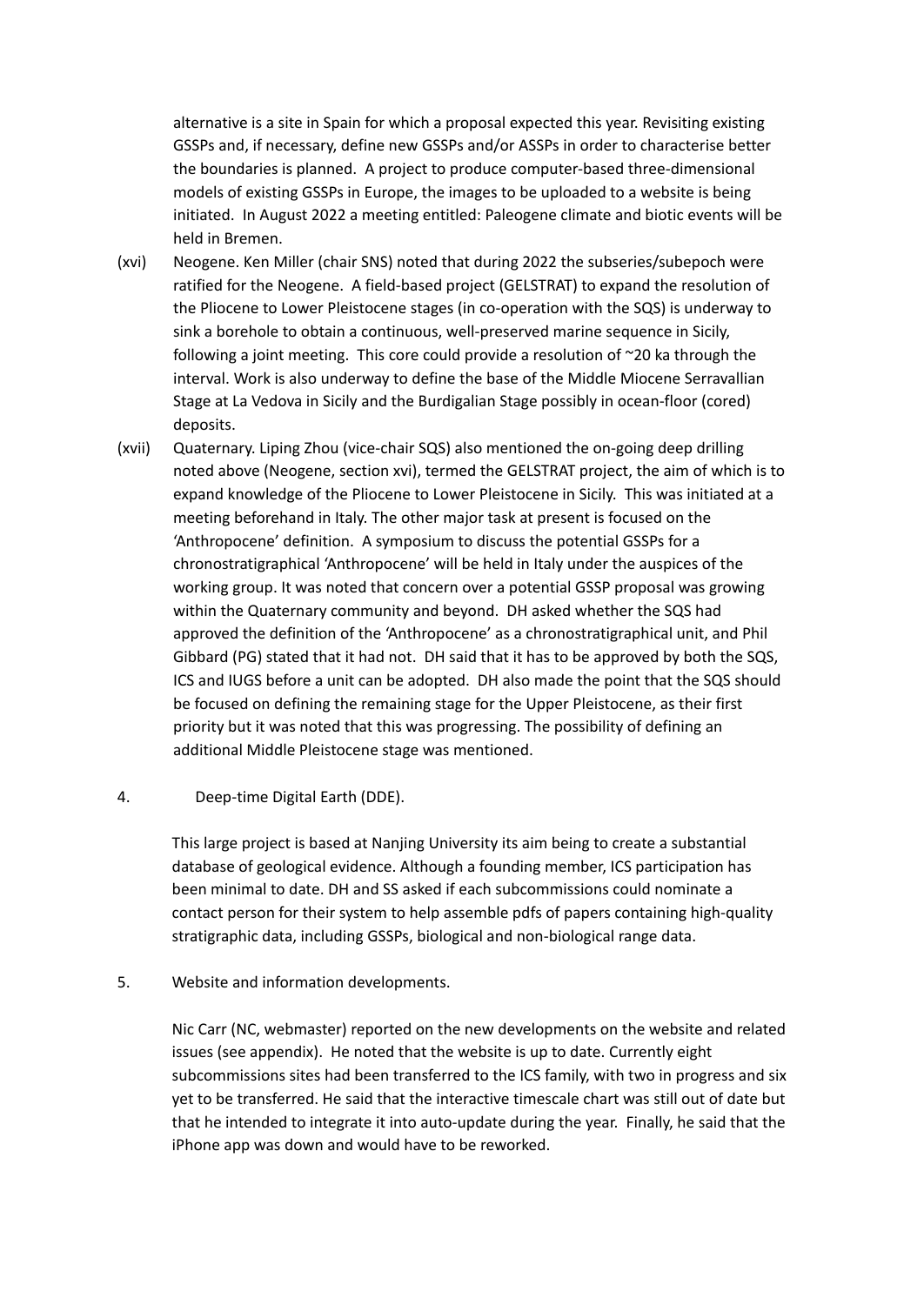alternative is a site in Spain for which a proposal expected this year. Revisiting existing GSSPs and, if necessary, define new GSSPs and/or ASSPs in order to characterise better the boundaries is planned. A project to produce computer-based three-dimensional models of existing GSSPs in Europe, the images to be uploaded to a website is being initiated. In August 2022 a meeting entitled: Paleogene climate and biotic events will be held in Bremen.

(xvi) Neogene. Ken Miller (chair SNS) noted that during 2022 the subseries/subepoch were ratified for the Neogene. A field-based project (GELSTRAT) to expand the resolution of the Pliocene to Lower Pleistocene stages (in co-operation with the SQS) is underway to sink a borehole to obtain a continuous, well-preserved marine sequence in Sicily, following a joint meeting. This core could provide a resolution of ~20 ka through the interval. Work is also underway to define the base of the Middle Miocene Serravallian Stage at La Vedova in Sicily and the Burdigalian Stage possibly in ocean-floor (cored) deposits.

(xvii) Quaternary. Liping Zhou (vice-chair SQS) also mentioned the on-going deep drilling noted above (Neogene, section xvi), termed the GELSTRAT project, the aim of which is to expand knowledge of the Pliocene to Lower Pleistocene in Sicily. This was initiated at a meeting beforehand in Italy. The other major task at present is focused on the 'Anthropocene' definition. A symposium to discuss the potential GSSPs for a chronostratigraphical 'Anthropocene' will be held in Italy under the auspices of the working group. It was noted that concern over a potential GSSP proposal was growing within the Quaternary community and beyond. DH asked whether the SQS had approved the definition of the 'Anthropocene' as a chronostratigraphical unit, and Phil Gibbard (PG) stated that it had not. DH said that it has to be approved by both the SQS, ICS and IUGS before a unit can be adopted. DH also made the point that the SQS should be focused on defining the remaining stage for the Upper Pleistocene, as their first priority but it was noted that this was progressing. The possibility of defining an additional Middle Pleistocene stage was mentioned.

4. Deep-time Digital Earth (DDE).

This large project is based at Nanjing University its aim being to create a substantial database of geological evidence. Although a founding member, ICS participation has been minimal to date. DH and SS asked if each subcommissions could nominate a contact person for their system to help assemble pdfs of papers containing high-quality stratigraphic data, including GSSPs, biological and non-biological range data.

5. Website and information developments.

Nic Carr (NC, webmaster) reported on the new developments on the website and related issues (see appendix). He noted that the website is up to date. Currently eight subcommissions sites had been transferred to the ICS family, with two in progress and six yet to be transferred. He said that the interactive timescale chart was still out of date but that he intended to integrate it into auto-update during the year. Finally, he said that the iPhone app was down and would have to be reworked.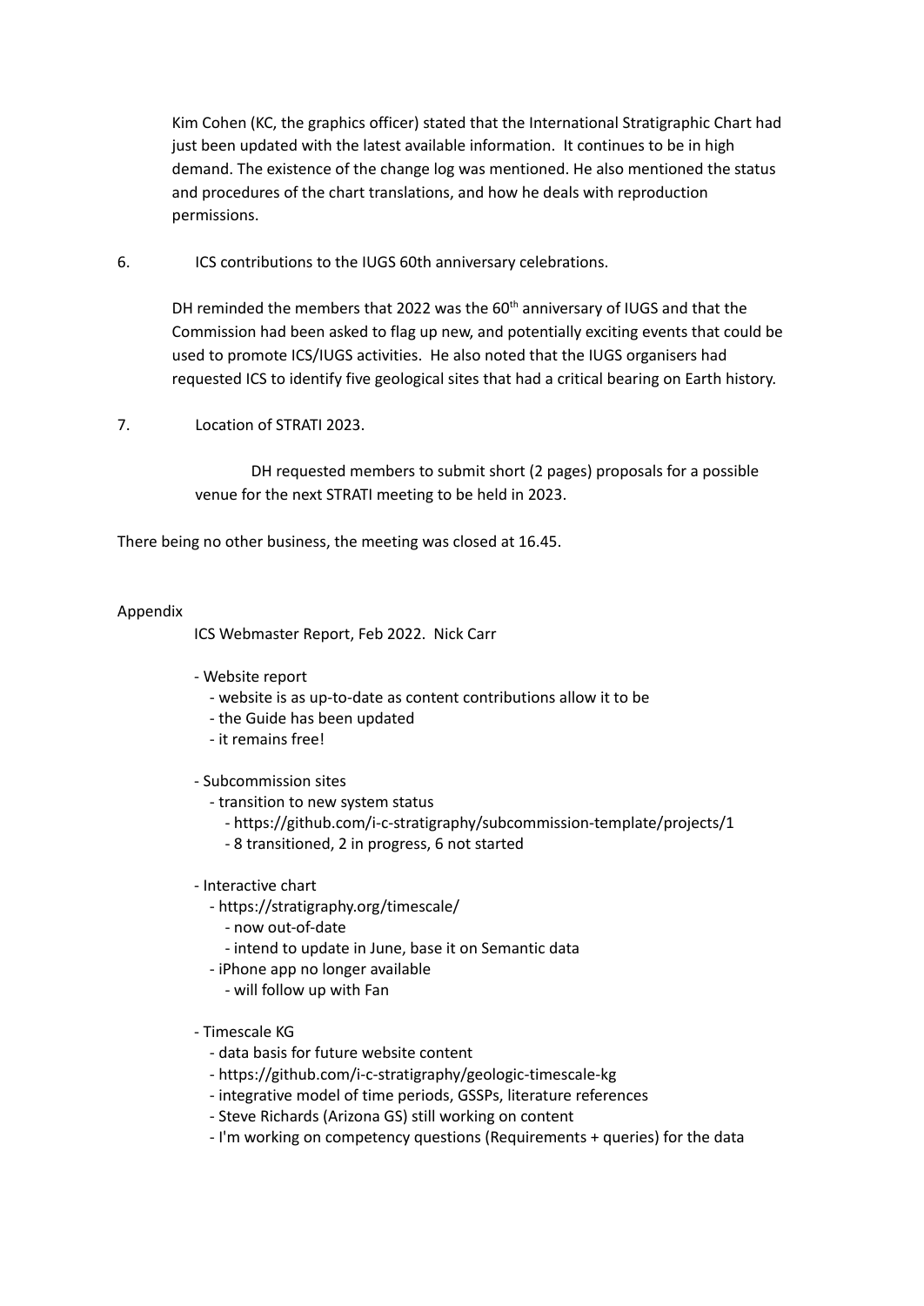Kim Cohen (KC, the graphics officer) stated that the International Stratigraphic Chart had just been updated with the latest available information. It continues to be in high demand. The existence of the change log was mentioned. He also mentioned the status and procedures of the chart translations, and how he deals with reproduction permissions.

6. ICS contributions to the IUGS 60th anniversary celebrations.

DH reminded the members that 2022 was the 60th anniversary of IUGS and that the Commission had been asked to flag up new, and potentially exciting events that could be used to promote ICS/IUGS activities. He also noted that the IUGS organisers had requested ICS to identify five geological sites that had a critical bearing on Earth history.

7. Location of STRATI 2023.

DH requested members to submit short (2 pages) proposals for a possible venue for the next STRATI meeting to be held in 2023.

There being no other business, the meeting was closed at 16.45.

Appendix

ICS Webmaster Report, Feb 2022. Nick Carr

- Website report
  - website is as up-to-date as content contributions allow it to be
  - the Guide has been updated
  - it remains free!

- Subcommission sites
  - transition to new system status
    - https://github.com/i-c-stratigraphy/subcommission-template/projects/1
    - 8 transitioned, 2 in progress, 6 not started

- Interactive chart
  - https://stratigraphy.org/timescale/
    - now out-of-date
    - intend to update in June, base it on Semantic data
  - iPhone app no longer available
    - will follow up with Fan

- Timescale KG
  - data basis for future website content
  - https://github.com/i-c-stratigraphy/geologic-timescale-kg
  - integrative model of time periods, GSSPs, literature references
  - Steve Richards (Arizona GS) still working on content
  - I'm working on competency questions (Requirements + queries) for the data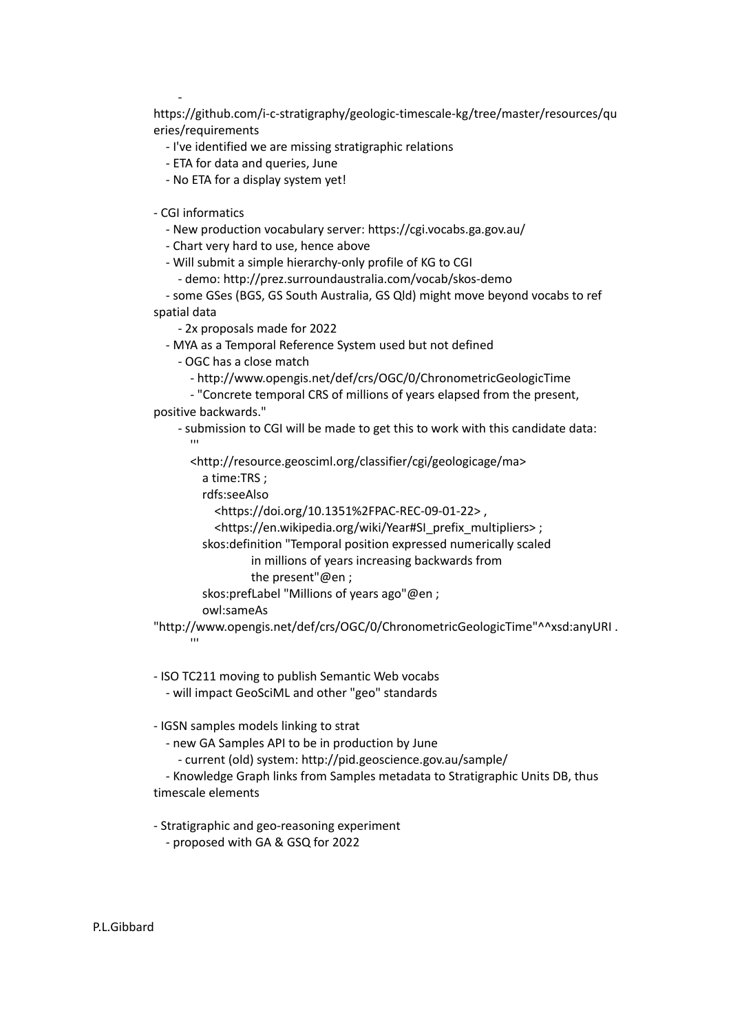- https://github.com/i-c-stratigraphy/geologic-timescale-kg/tree/master/resources/queries/requirements
  - I've identified we are missing stratigraphic relations
  - ETA for data and queries, June
  - No ETA for a display system yet!

- CGI informatics
  - New production vocabulary server: https://cgi.vocabs.ga.gov.au/
  - Chart very hard to use, hence above
  - Will submit a simple hierarchy-only profile of KG to CGI
    - demo: http://prez.surroundaustralia.com/vocab/skos-demo
  - some GSes (BGS, GS South Australia, GS Qld) might move beyond vocabs to ref spatial data
    - 2x proposals made for 2022
  - MYA as a Temporal Reference System used but not defined
    - OGC has a close match
      - http://www.opengis.net/def/crs/OGC/0/ChronometricGeologicTime
      - "Concrete temporal CRS of millions of years elapsed from the present, positive backwards."
    - submission to CGI will be made to get this to work with this candidate data:

```
'''
<http://resource.geosciml.org/classifier/cgi/geologicage/ma>
    a time:TRS ;
    rdfs:seeAlso
        <https://doi.org/10.1351%2FPAC-REC-09-01-22> ,
        <https://en.wikipedia.org/wiki/Year#SI_prefix_multipliers> ;
    skos:definition "Temporal position expressed numerically scaled
            in millions of years increasing backwards from
            the present"@en ;
    skos:prefLabel "Millions of years ago"@en ;
    owl:sameAs
"http://www.opengis.net/def/crs/OGC/0/ChronometricGeologicTime"^^xsd:anyURI .
'''
```

- ISO TC211 moving to publish Semantic Web vocabs
  - will impact GeoSciML and other "geo" standards

- IGSN samples models linking to strat
  - new GA Samples API to be in production by June
    - current (old) system: http://pid.geoscience.gov.au/sample/
  - Knowledge Graph links from Samples metadata to Stratigraphic Units DB, thus timescale elements

- Stratigraphic and geo-reasoning experiment
  - proposed with GA & GSQ for 2022

P.L.Gibbard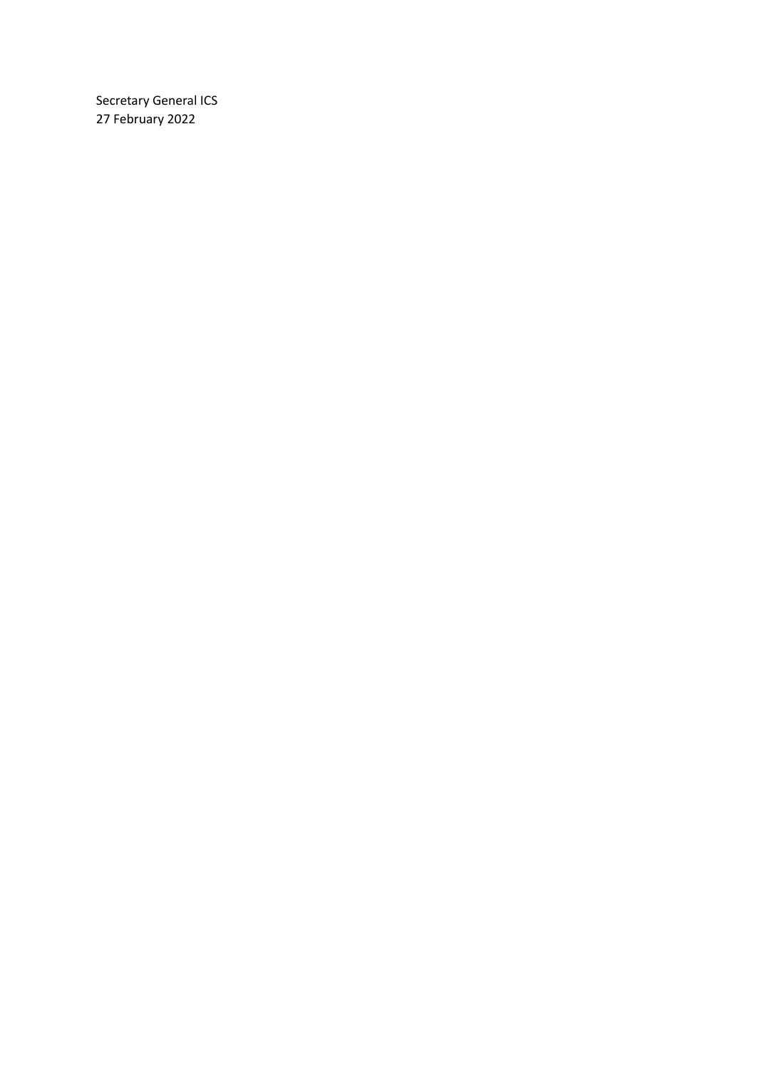Secretary General ICS
27 February 2022